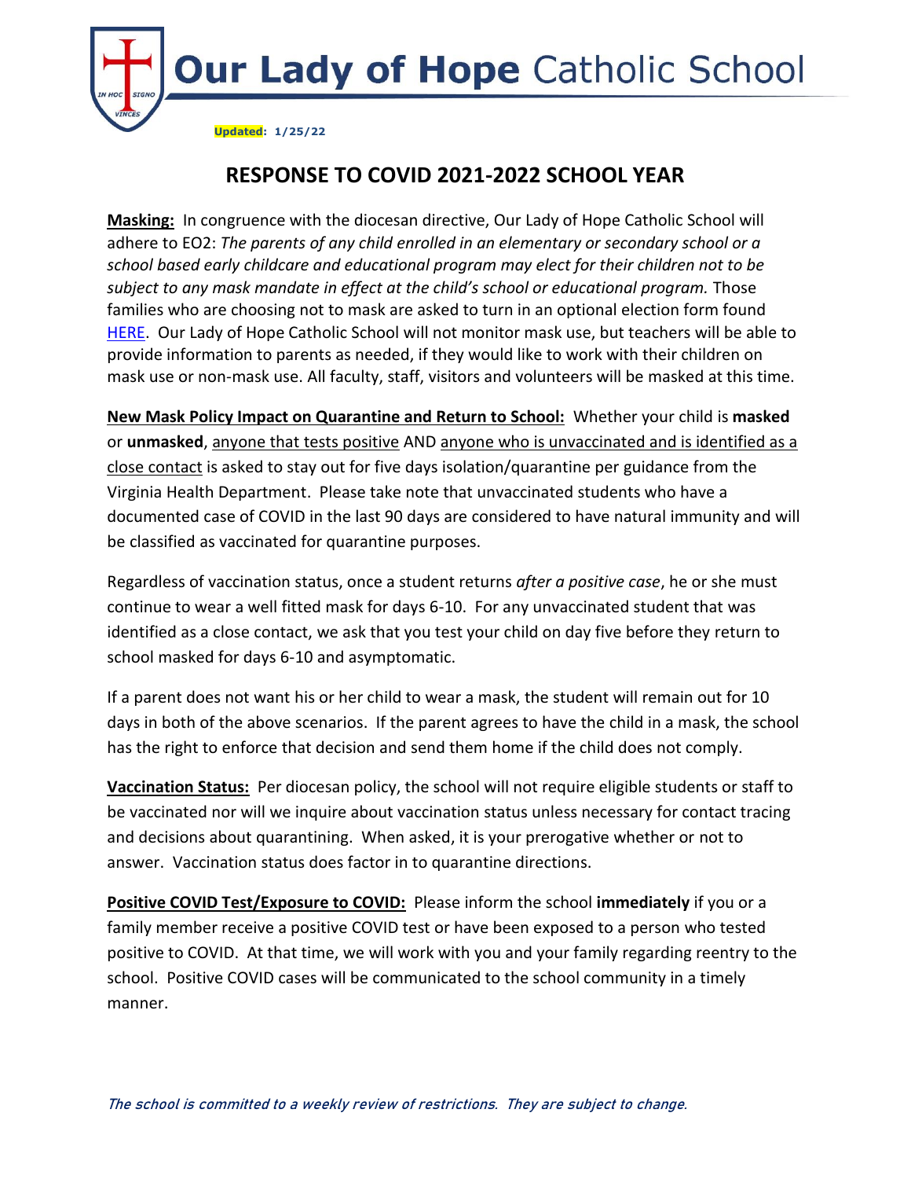# Our Lady of Hope Catholic School

**Updated: 1/25/22**

## RESPONSE TO COVID 2021-2022 SCHOOL YEAR

**Masking:** In congruence with the diocesan directive, Our Lady of Hope Catholic School will adhere to EO2: *The parents of any child enrolled in an elementary or secondary school or a school based early childcare and educational program may elect for their children not to be subject to any mask mandate in effect at the child's school or educational program.* Those families who are choosing not to mask are asked to turn in an optional election form found HERE. Our Lady of Hope Catholic School will not monitor mask use, but teachers will be able to provide information to parents as needed, if they would like to work with their children on mask use or non-mask use. All faculty, staff, visitors and volunteers will be masked at this time.

**New Mask Policy Impact on Quarantine and Return to School:** Whether your child is **masked** or **unmasked**, anyone that tests positive AND anyone who is unvaccinated and is identified as a close contact is asked to stay out for five days isolation/quarantine per guidance from the Virginia Health Department. Please take note that unvaccinated students who have a documented case of COVID in the last 90 days are considered to have natural immunity and will be classified as vaccinated for quarantine purposes.

Regardless of vaccination status, once a student returns *after a positive case*, he or she must continue to wear a well fitted mask for days 6-10. For any unvaccinated student that was identified as a close contact, we ask that you test your child on day five before they return to school masked for days 6-10 and asymptomatic.

If a parent does not want his or her child to wear a mask, the student will remain out for 10 days in both of the above scenarios. If the parent agrees to have the child in a mask, the school has the right to enforce that decision and send them home if the child does not comply.

**Vaccination Status:** Per diocesan policy, the school will not require eligible students or staff to be vaccinated nor will we inquire about vaccination status unless necessary for contact tracing and decisions about quarantining. When asked, it is your prerogative whether or not to answer. Vaccination status does factor in to quarantine directions.

**Positive COVID Test/Exposure to COVID:** Please inform the school **immediately** if you or a family member receive a positive COVID test or have been exposed to a person who tested positive to COVID. At that time, we will work with you and your family regarding reentry to the school. Positive COVID cases will be communicated to the school community in a timely manner.

*The school is committed to a weekly review of restrictions. They are subject to change.*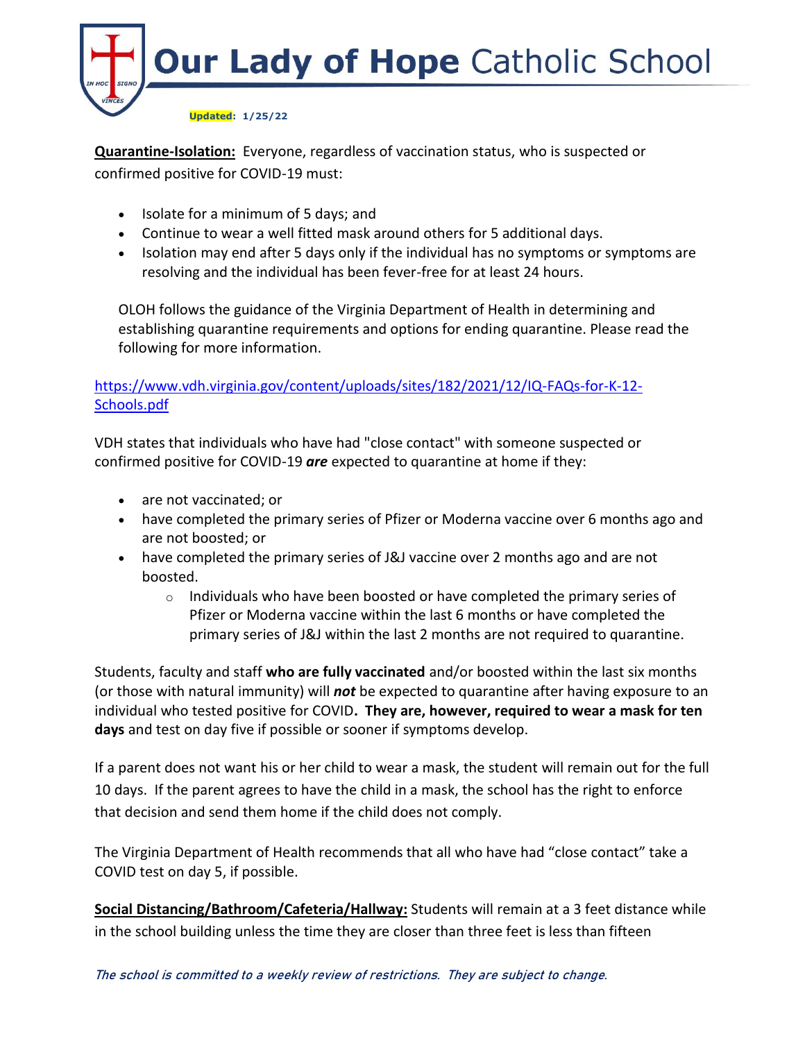**Updated: 1/25/22**

**Quarantine-Isolation:** Everyone, regardless of vaccination status, who is suspected or confirmed positive for COVID-19 must:

- Isolate for a minimum of 5 days; and
- Continue to wear a well fitted mask around others for 5 additional days.
- Isolation may end after 5 days only if the individual has no symptoms or symptoms are resolving and the individual has been fever-free for at least 24 hours.

OLOH follows the guidance of the Virginia Department of Health in determining and establishing quarantine requirements and options for ending quarantine. Please read the following for more information.

[https://www.vdh.virginia.gov/content/uploads/sites/182/2021/12/IQ-FAQs-for-K-12-Schools.pdf](https://www.vdh.virginia.gov/content/uploads/sites/182/2021/12/IQ-FAQs-for-K-12-Schools.pdf)

VDH states that individuals who have had "close contact" with someone suspected or confirmed positive for COVID-19 ***are*** expected to quarantine at home if they:

- are not vaccinated; or
- have completed the primary series of Pfizer or Moderna vaccine over 6 months ago and are not boosted; or
- have completed the primary series of J&J vaccine over 2 months ago and are not boosted.
  - Individuals who have been boosted or have completed the primary series of Pfizer or Moderna vaccine within the last 6 months or have completed the primary series of J&J within the last 2 months are not required to quarantine.

Students, faculty and staff **who are fully vaccinated** and/or boosted within the last six months (or those with natural immunity) will ***not*** be expected to quarantine after having exposure to an individual who tested positive for COVID**. They are, however, required to wear a mask for ten days** and test on day five if possible or sooner if symptoms develop.

If a parent does not want his or her child to wear a mask, the student will remain out for the full 10 days. If the parent agrees to have the child in a mask, the school has the right to enforce that decision and send them home if the child does not comply.

The Virginia Department of Health recommends that all who have had "close contact" take a COVID test on day 5, if possible.

**Social Distancing/Bathroom/Cafeteria/Hallway:** Students will remain at a 3 feet distance while in the school building unless the time they are closer than three feet is less than fifteen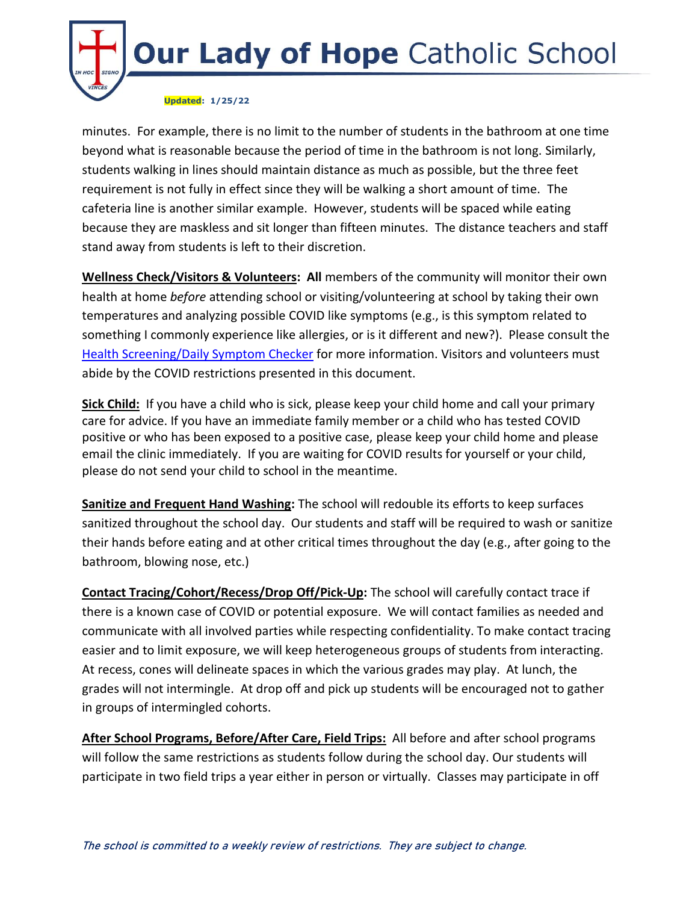minutes. For example, there is no limit to the number of students in the bathroom at one time beyond what is reasonable because the period of time in the bathroom is not long. Similarly, students walking in lines should maintain distance as much as possible, but the three feet requirement is not fully in effect since they will be walking a short amount of time. The cafeteria line is another similar example. However, students will be spaced while eating because they are maskless and sit longer than fifteen minutes. The distance teachers and staff stand away from students is left to their discretion.

**Wellness Check/Visitors & Volunteers: All** members of the community will monitor their own health at home *before* attending school or visiting/volunteering at school by taking their own temperatures and analyzing possible COVID like symptoms (e.g., is this symptom related to something I commonly experience like allergies, or is it different and new?). Please consult the Health Screening/Daily Symptom Checker for more information. Visitors and volunteers must abide by the COVID restrictions presented in this document.

**Sick Child:** If you have a child who is sick, please keep your child home and call your primary care for advice. If you have an immediate family member or a child who has tested COVID positive or who has been exposed to a positive case, please keep your child home and please email the clinic immediately. If you are waiting for COVID results for yourself or your child, please do not send your child to school in the meantime.

**Sanitize and Frequent Hand Washing:** The school will redouble its efforts to keep surfaces sanitized throughout the school day. Our students and staff will be required to wash or sanitize their hands before eating and at other critical times throughout the day (e.g., after going to the bathroom, blowing nose, etc.)

**Contact Tracing/Cohort/Recess/Drop Off/Pick-Up:** The school will carefully contact trace if there is a known case of COVID or potential exposure. We will contact families as needed and communicate with all involved parties while respecting confidentiality. To make contact tracing easier and to limit exposure, we will keep heterogeneous groups of students from interacting. At recess, cones will delineate spaces in which the various grades may play. At lunch, the grades will not intermingle. At drop off and pick up students will be encouraged not to gather in groups of intermingled cohorts.

**After School Programs, Before/After Care, Field Trips:** All before and after school programs will follow the same restrictions as students follow during the school day. Our students will participate in two field trips a year either in person or virtually. Classes may participate in off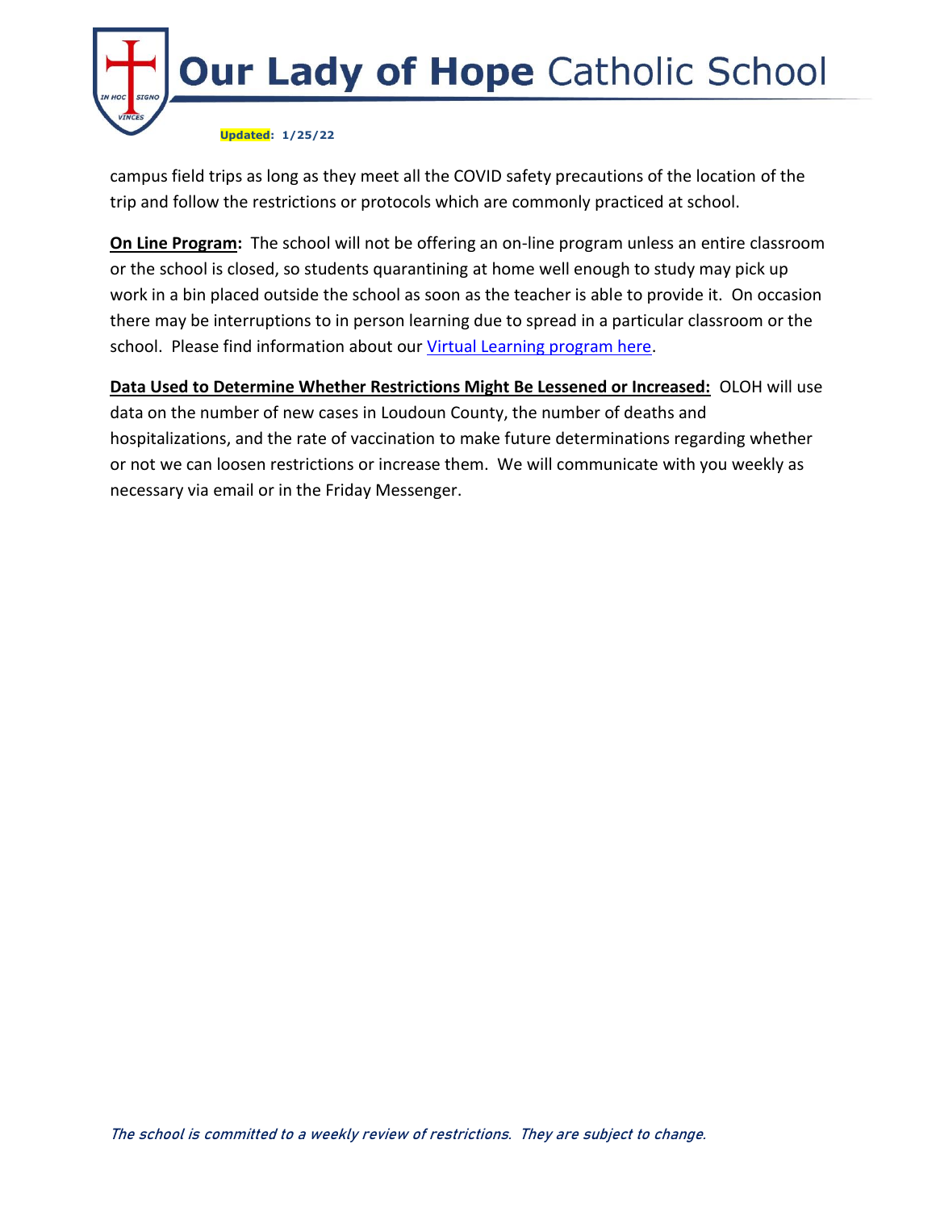campus field trips as long as they meet all the COVID safety precautions of the location of the trip and follow the restrictions or protocols which are commonly practiced at school.

**On Line Program:** The school will not be offering an on-line program unless an entire classroom or the school is closed, so students quarantining at home well enough to study may pick up work in a bin placed outside the school as soon as the teacher is able to provide it. On occasion there may be interruptions to in person learning due to spread in a particular classroom or the school. Please find information about our Virtual Learning program here.

**Data Used to Determine Whether Restrictions Might Be Lessened or Increased:** OLOH will use data on the number of new cases in Loudoun County, the number of deaths and hospitalizations, and the rate of vaccination to make future determinations regarding whether or not we can loosen restrictions or increase them. We will communicate with you weekly as necessary via email or in the Friday Messenger.